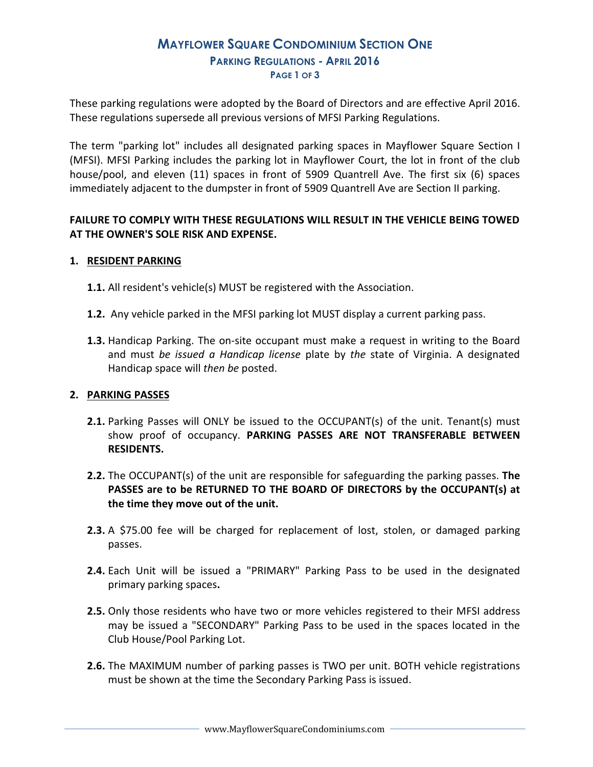# MAYFLOWER SQUARE CONDOMINIUM SECTION ONE

## PARKING REGULATIONS - APRIL 2016

These parking regulations were adopted by the Board of Directors and are effective April 2016. These regulations supersede all previous versions of MFSI Parking Regulations.

The term "parking lot" includes all designated parking spaces in Mayflower Square Section I (MFSI). MFSI Parking includes the parking lot in Mayflower Court, the lot in front of the club house/pool, and eleven (11) spaces in front of 5909 Quantrell Ave. The first six (6) spaces immediately adjacent to the dumpster in front of 5909 Quantrell Ave are Section II parking.

**FAILURE TO COMPLY WITH THESE REGULATIONS WILL RESULT IN THE VEHICLE BEING TOWED AT THE OWNER'S SOLE RISK AND EXPENSE.**

### 1. RESIDENT PARKING

**1.1.** All resident's vehicle(s) MUST be registered with the Association.

**1.2.** Any vehicle parked in the MFSI parking lot MUST display a current parking pass.

**1.3.** Handicap Parking. The on-site occupant must make a request in writing to the Board and must *be issued a Handicap license* plate by *the* state of Virginia. A designated Handicap space will *then be* posted.

### 2. PARKING PASSES

**2.1.** Parking Passes will ONLY be issued to the OCCUPANT(s) of the unit. Tenant(s) must show proof of occupancy. **PARKING PASSES ARE NOT TRANSFERABLE BETWEEN RESIDENTS.**

**2.2.** The OCCUPANT(s) of the unit are responsible for safeguarding the parking passes. **The PASSES are to be RETURNED TO THE BOARD OF DIRECTORS by the OCCUPANT(s) at the time they move out of the unit.**

**2.3.** A $75.00 fee will be charged for replacement of lost, stolen, or damaged parking passes.

**2.4.** Each Unit will be issued a "PRIMARY" Parking Pass to be used in the designated primary parking spaces**.**

**2.5.** Only those residents who have two or more vehicles registered to their MFSI address may be issued a "SECONDARY" Parking Pass to be used in the spaces located in the Club House/Pool Parking Lot.

**2.6.** The MAXIMUM number of parking passes is TWO per unit. BOTH vehicle registrations must be shown at the time the Secondary Parking Pass is issued.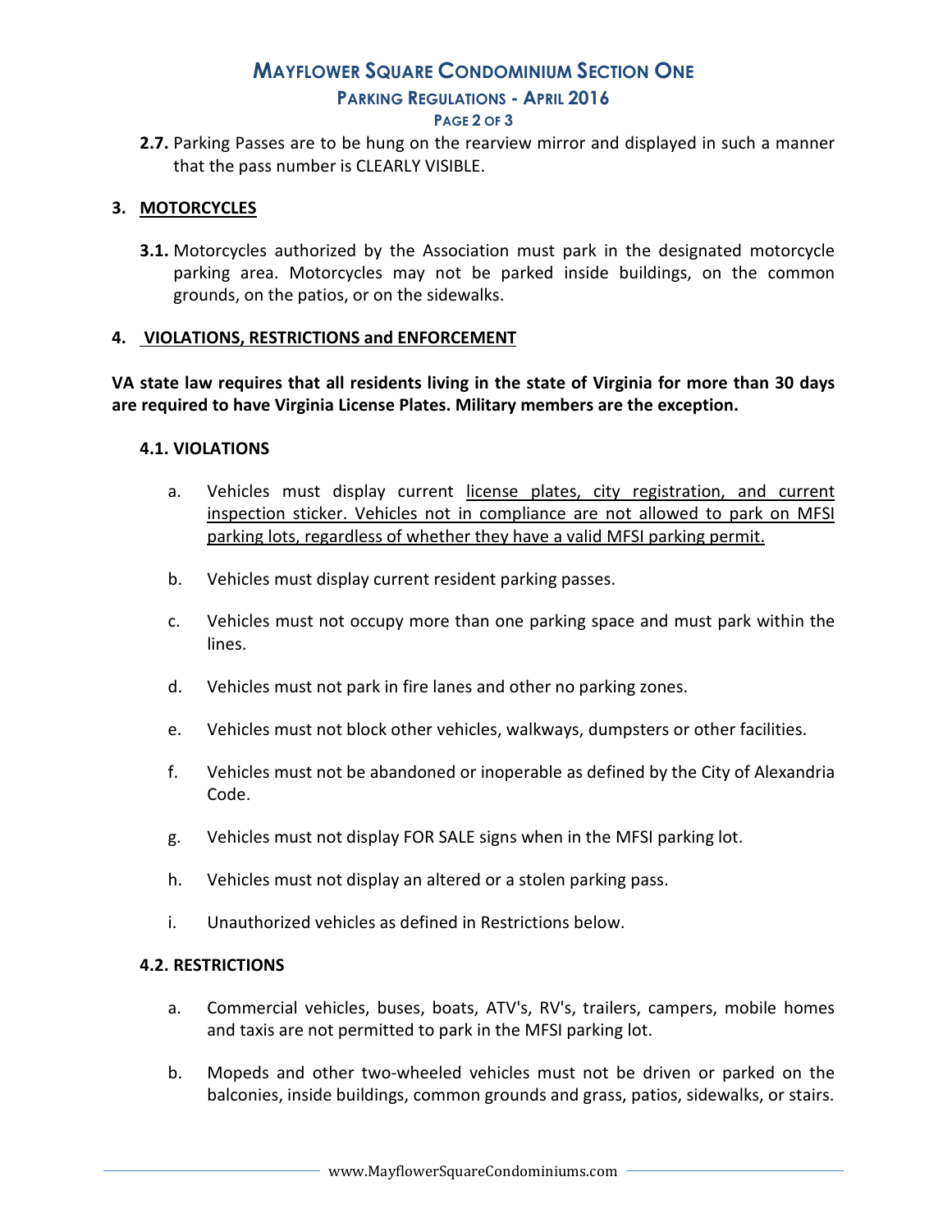**2.7.** Parking Passes are to be hung on the rearview mirror and displayed in such a manner that the pass number is CLEARLY VISIBLE.

## 3. MOTORCYCLES

**3.1.** Motorcycles authorized by the Association must park in the designated motorcycle parking area. Motorcycles may not be parked inside buildings, on the common grounds, on the patios, or on the sidewalks.

## 4. VIOLATIONS, RESTRICTIONS and ENFORCEMENT

**VA state law requires that all residents living in the state of Virginia for more than 30 days are required to have Virginia License Plates. Military members are the exception.**

### 4.1. VIOLATIONS

a. Vehicles must display current <u>license plates, city registration, and current inspection sticker. Vehicles not in compliance are not allowed to park on MFSI parking lots, regardless of whether they have a valid MFSI parking permit.</u>

b. Vehicles must display current resident parking passes.

c. Vehicles must not occupy more than one parking space and must park within the lines.

d. Vehicles must not park in fire lanes and other no parking zones.

e. Vehicles must not block other vehicles, walkways, dumpsters or other facilities.

f. Vehicles must not be abandoned or inoperable as defined by the City of Alexandria Code.

g. Vehicles must not display FOR SALE signs when in the MFSI parking lot.

h. Vehicles must not display an altered or a stolen parking pass.

i. Unauthorized vehicles as defined in Restrictions below.

### 4.2. RESTRICTIONS

a. Commercial vehicles, buses, boats, ATV's, RV's, trailers, campers, mobile homes and taxis are not permitted to park in the MFSI parking lot.

b. Mopeds and other two-wheeled vehicles must not be driven or parked on the balconies, inside buildings, common grounds and grass, patios, sidewalks, or stairs.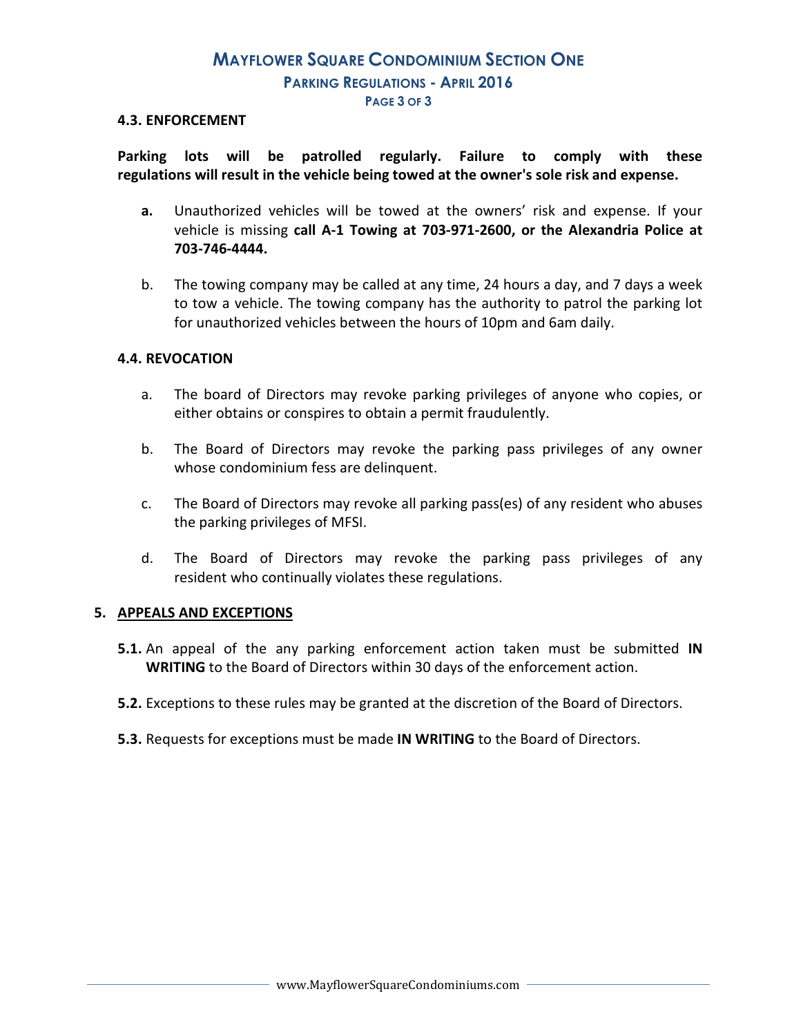#### 4.3. ENFORCEMENT

**Parking lots will be patrolled regularly. Failure to comply with these regulations will result in the vehicle being towed at the owner's sole risk and expense.**

**a.** Unauthorized vehicles will be towed at the owners' risk and expense. If your vehicle is missing **call A-1 Towing at 703-971-2600, or the Alexandria Police at 703-746-4444.**

b. The towing company may be called at any time, 24 hours a day, and 7 days a week to tow a vehicle. The towing company has the authority to patrol the parking lot for unauthorized vehicles between the hours of 10pm and 6am daily.

#### 4.4. REVOCATION

a. The board of Directors may revoke parking privileges of anyone who copies, or either obtains or conspires to obtain a permit fraudulently.

b. The Board of Directors may revoke the parking pass privileges of any owner whose condominium fess are delinquent.

c. The Board of Directors may revoke all parking pass(es) of any resident who abuses the parking privileges of MFSI.

d. The Board of Directors may revoke the parking pass privileges of any resident who continually violates these regulations.

### 5. APPEALS AND EXCEPTIONS

**5.1.** An appeal of the any parking enforcement action taken must be submitted **IN WRITING** to the Board of Directors within 30 days of the enforcement action.

**5.2.** Exceptions to these rules may be granted at the discretion of the Board of Directors.

**5.3.** Requests for exceptions must be made **IN WRITING** to the Board of Directors.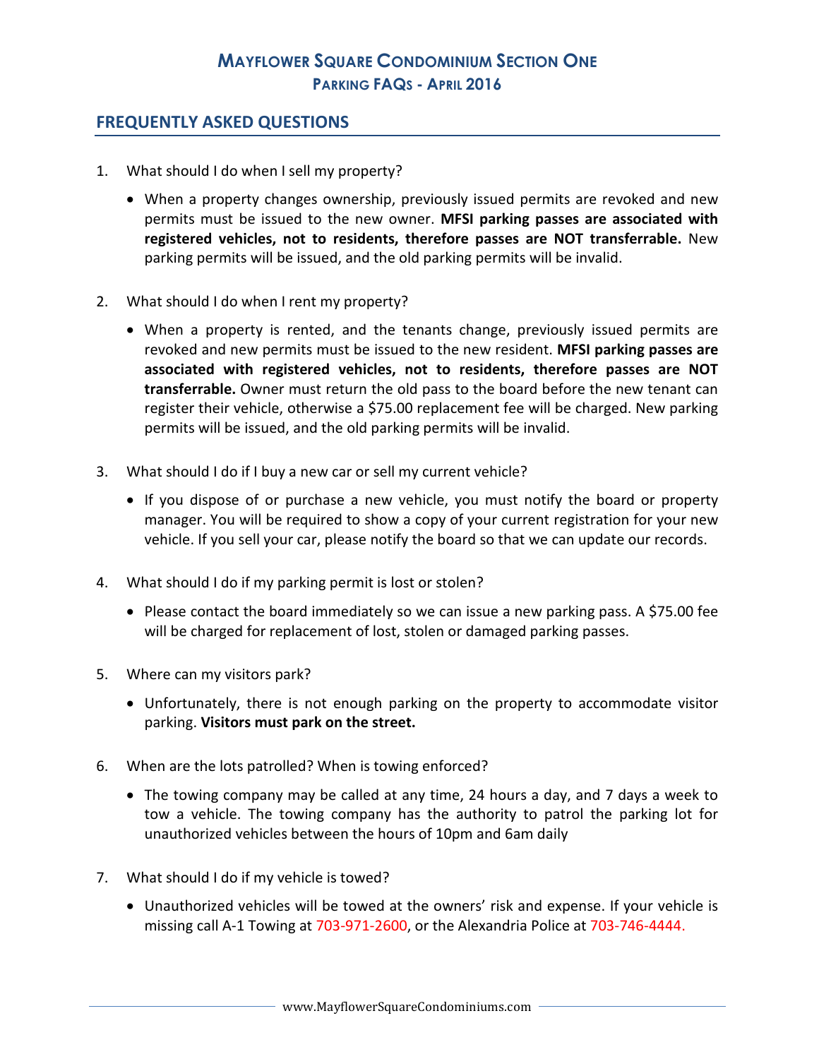# Mayflower Square Condominium Section One

## Parking FAQs - April 2016

## FREQUENTLY ASKED QUESTIONS

1. What should I do when I sell my property?
   - When a property changes ownership, previously issued permits are revoked and new permits must be issued to the new owner. **MFSI parking passes are associated with registered vehicles, not to residents, therefore passes are NOT transferrable.** New parking permits will be issued, and the old parking permits will be invalid.

2. What should I do when I rent my property?
   - When a property is rented, and the tenants change, previously issued permits are revoked and new permits must be issued to the new resident. **MFSI parking passes are associated with registered vehicles, not to residents, therefore passes are NOT transferrable.** Owner must return the old pass to the board before the new tenant can register their vehicle, otherwise a $75.00 replacement fee will be charged. New parking permits will be issued, and the old parking permits will be invalid.

3. What should I do if I buy a new car or sell my current vehicle?
   - If you dispose of or purchase a new vehicle, you must notify the board or property manager. You will be required to show a copy of your current registration for your new vehicle. If you sell your car, please notify the board so that we can update our records.

4. What should I do if my parking permit is lost or stolen?
   - Please contact the board immediately so we can issue a new parking pass. A $75.00 fee will be charged for replacement of lost, stolen or damaged parking passes.

5. Where can my visitors park?
   - Unfortunately, there is not enough parking on the property to accommodate visitor parking. **Visitors must park on the street.**

6. When are the lots patrolled? When is towing enforced?
   - The towing company may be called at any time, 24 hours a day, and 7 days a week to tow a vehicle. The towing company has the authority to patrol the parking lot for unauthorized vehicles between the hours of 10pm and 6am daily

7. What should I do if my vehicle is towed?
   - Unauthorized vehicles will be towed at the owners' risk and expense. If your vehicle is missing call A-1 Towing at 703-971-2600, or the Alexandria Police at 703-746-4444.